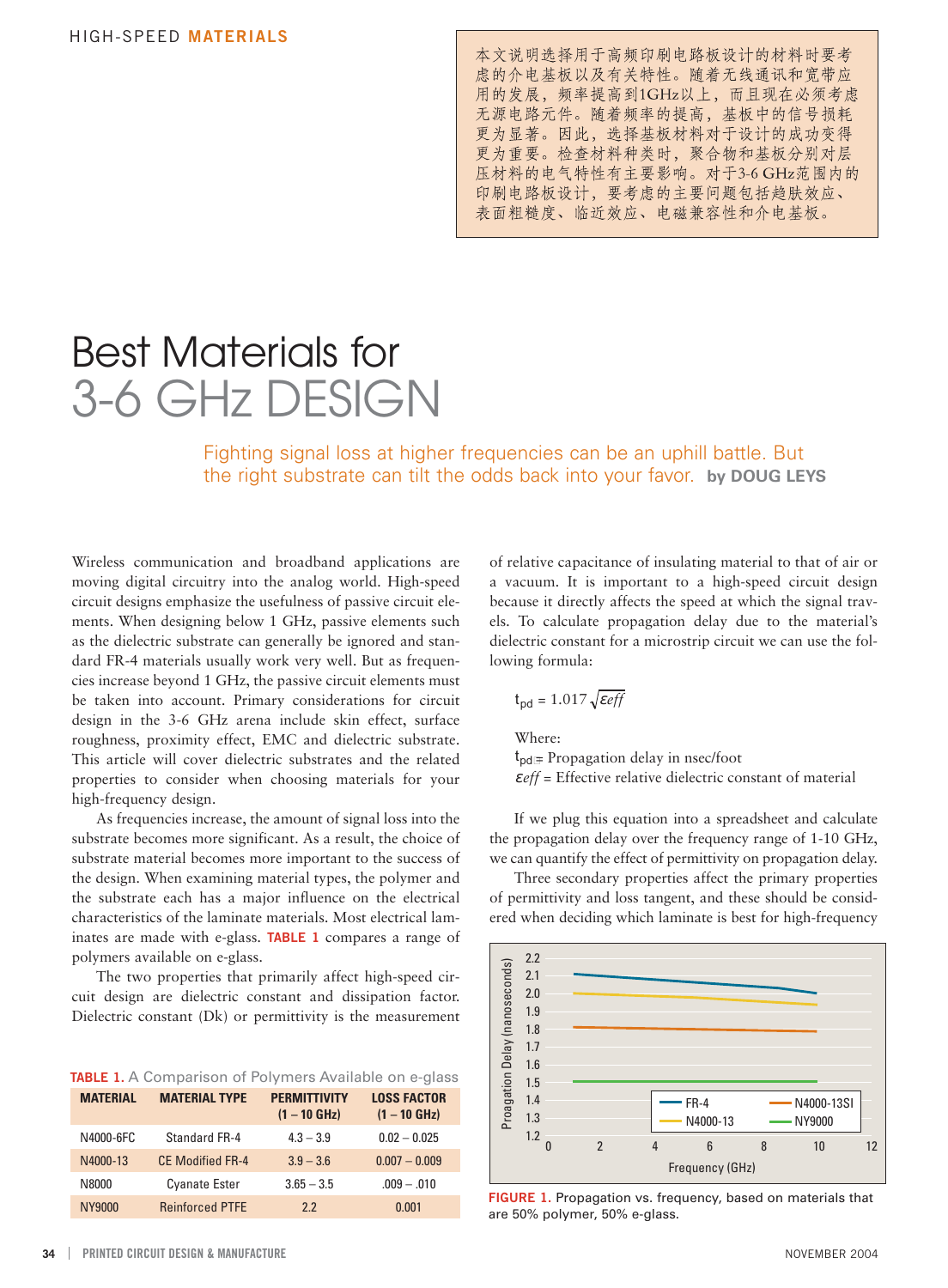本文说明选择用于高频印刷电路板设计的材料时要考虑的介电基板以及有关特性。随着无线通讯和宽带应用的发展，频率提高到1GHz以上，而且现在必须考虑无源电路元件。随着频率的提高，基板中的信号损耗更为显著。因此，选择基板材料对于设计的成功变得更为重要。检查材料种类时，聚合物和基板分别对层压材料的电气特性有主要影响。对于3-6 GHz范围内的印刷电路板设计，要考虑的主要问题包括趋肤效应、表面粗糙度、临近效应、电磁兼容性和介电基板。

# Best Materials for 3-6 GHz DESIGN

Fighting signal loss at higher frequencies can be an uphill battle. But the right substrate can tilt the odds back into your favor. **by DOUG LEYS**

Wireless communication and broadband applications are moving digital circuitry into the analog world. High-speed circuit designs emphasize the usefulness of passive circuit elements. When designing below 1 GHz, passive elements such as the dielectric substrate can generally be ignored and standard FR-4 materials usually work very well. But as frequencies increase beyond 1 GHz, the passive circuit elements must be taken into account. Primary considerations for circuit design in the 3-6 GHz arena include skin effect, surface roughness, proximity effect, EMC and dielectric substrate. This article will cover dielectric substrates and the related properties to consider when choosing materials for your high-frequency design.

As frequencies increase, the amount of signal loss into the substrate becomes more significant. As a result, the choice of substrate material becomes more important to the success of the design. When examining material types, the polymer and the substrate each has a major influence on the electrical characteristics of the laminate materials. Most electrical laminates are made with e-glass. **TABLE 1** compares a range of polymers available on e-glass.

The two properties that primarily affect high-speed circuit design are dielectric constant and dissipation factor. Dielectric constant (Dk) or permittivity is the measurement of relative capacitance of insulating material to that of air or a vacuum. It is important to high-speed circuit design because it directly affects the speed at which the signal travels. To calculate propagation delay due to the material's dielectric constant for a microstrip circuit we can use the following formula:

$$t_{pd} = 1.017\sqrt{\varepsilon eff}$$

Where:

$t_{pd}$ = Propagation delay in nsec/foot

$\varepsilon eff$ = Effective relative dielectric constant of material

If we plug this equation into a spreadsheet and calculate the propagation delay over the frequency range of 1-10 GHz, we can quantify the effect of permittivity on propagation delay.

Three secondary properties affect the primary properties of permittivity and loss tangent, and these should be considered when deciding which laminate is best for high-frequency

**TABLE 1.** A Comparison of Polymers Available on e-glass

| MATERIAL | MATERIAL TYPE | PERMITTIVITY (1 – 10 GHz) | LOSS FACTOR (1 – 10 GHz) |
|---|---|---|---|
| N4000-6FC | Standard FR-4 | 4.3 – 3.9 | 0.02 – 0.025 |
| N4000-13 | CE Modified FR-4 | 3.9 – 3.6 | 0.007 – 0.009 |
| N8000 | Cyanate Ester | 3.65 – 3.5 | .009 – .010 |
| NY9000 | Reinforced PTFE | 2.2 | 0.001 |

**FIGURE 1.** Propagation vs. frequency, based on materials that are 50% polymer, 50% e-glass.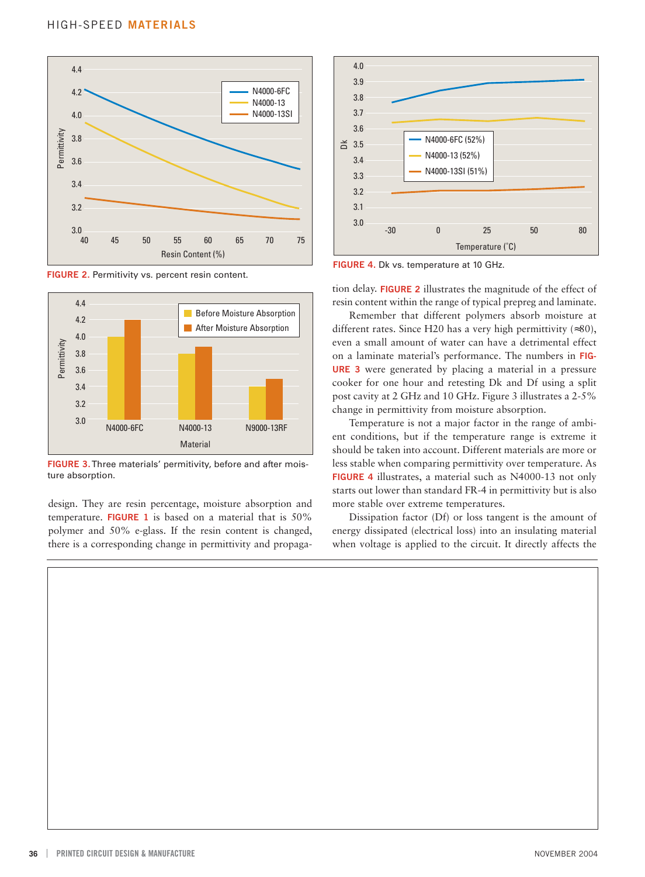FIGURE 2. Permitivity vs. percent resin content.

FIGURE 3. Three materials' permitivity, before and after moisture absorption.

design. They are resin percentage, moisture absorption and temperature. FIGURE 1 is based on a material that is 50% polymer and 50% e-glass. If the resin content is changed, there is a corresponding change in permittivity and propagation delay. FIGURE 2 illustrates the magnitude of the effect of resin content within the range of typical prepreg and laminate.

Remember that different polymers absorb moisture at different rates. Since H20 has a very high permittivity (≈80), even a small amount of water can have a detrimental effect on a laminate material's performance. The numbers in FIGURE 3 were generated by placing a material in a pressure cooker for one hour and retesting Dk and Df using a split post cavity at 2 GHz and 10 GHz. Figure 3 illustrates a 2-5% change in permittivity from moisture absorption.

Temperature is not a major factor in the range of ambient conditions, but if the temperature range is extreme it should be taken into account. Different materials are more or less stable when comparing permittivity over temperature. As FIGURE 4 illustrates, a material such as N4000-13 not only starts out lower than standard FR-4 in permittivity but is also more stable over extreme temperatures.

FIGURE 4. Dk vs. temperature at 10 GHz.

Dissipation factor (Df) or loss tangent is the amount of energy dissipated (electrical loss) into an insulating material when voltage is applied to the circuit. It directly affects the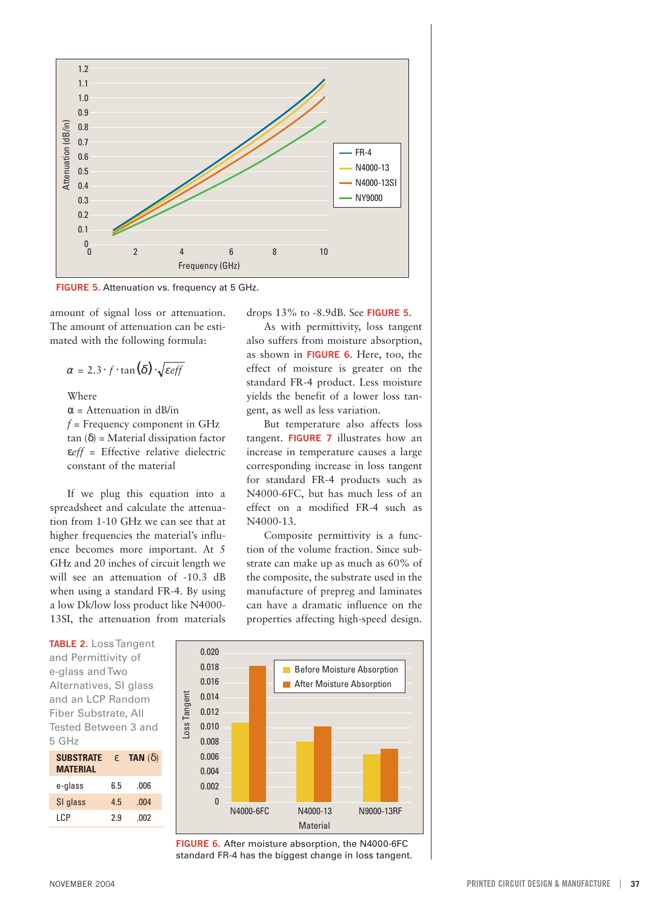FIGURE 5. Attenuation vs. frequency at 5 GHz.

amount of signal loss or attenuation. The amount of attenuation can be estimated with the following formula:

$$\alpha = 2.3 \cdot f \cdot \tan(\delta) \cdot \sqrt{\varepsilon eff}$$

Where
$\alpha$ = Attenuation in dB/in
$f$ = Frequency component in GHz
$\tan(\delta)$ = Material dissipation factor
$\varepsilon eff$ = Effective relative dielectric constant of the material

If we plug this equation into a spreadsheet and calculate the attenuation from 1-10 GHz we can see that at higher frequencies the material's influence becomes more important. At 5 GHz and 20 inches of circuit length we will see an attenuation of -10.3 dB when using a standard FR-4. By using a low Dk/low loss product like N4000-13SI, the attenuation from materials drops 13% to -8.9dB. See FIGURE 5.

As with permittivity, loss tangent also suffers from moisture absorption, as shown in FIGURE 6. Here, too, the effect of moisture is greater on the standard FR-4 product. Less moisture yields the benefit of a lower loss tangent, as well as less variation.

But temperature also affects loss tangent. FIGURE 7 illustrates how an increase in temperature causes a large corresponding increase in loss tangent for standard FR-4 products such as N4000-6FC, but has much less of an effect on a modified FR-4 such as N4000-13.

Composite permittivity is a function of the volume fraction. Since substrate can make up as much as 60% of the composite, the substrate used in the manufacture of prepreg and laminates can have a dramatic influence on the properties affecting high-speed design.

TABLE 2. Loss Tangent and Permittivity of e-glass and Two Alternatives, SI glass and an LCP Random Fiber Substrate, All Tested Between 3 and 5 GHz

| SUBSTRATE MATERIAL | ε | TAN (δ) |
|---|---|---|
| e-glass | 6.5 | .006 |
| SI glass | 4.5 | .004 |
| LCP | 2.9 | .002 |

FIGURE 6. After moisture absorption, the N4000-6FC standard FR-4 has the biggest change in loss tangent.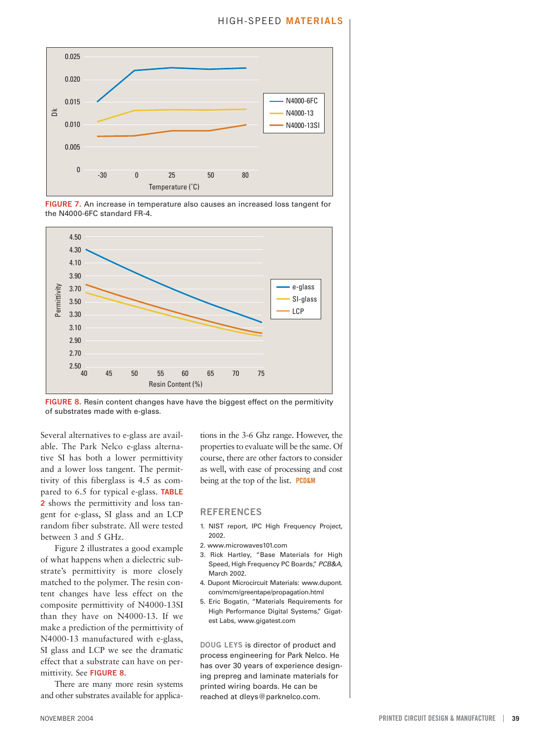0.025
0.020
0.015
0.010
0.005
0

Dk

-30 0 25 50 80

Temperature (°C)

N4000-6FC
N4000-13
N4000-13SI

**FIGURE 7.** An increase in temperature also causes an increased loss tangent for the N4000-6FC standard FR-4.

4.50
4.30
4.10
3.90
3.70
3.50
3.30
3.10
2.90
2.70
2.50

Permittivity

40 45 50 55 60 65 70 75

Resin Content (%)

e-glass
SI-glass
LCP

**FIGURE 8.** Resin content changes have have the biggest effect on the permitivity of substrates made with e-glass.

Several alternatives to e-glass are available. The Park Nelco e-glass alternative SI has both a lower permittivity and a lower loss tangent. The permittivity of this fiberglass is 4.5 as compared to 6.5 for typical e-glass. **TABLE 2** shows the permittivity and loss tangent for e-glass, SI glass and an LCP random fiber substrate. All were tested between 3 and 5 GHz.

Figure 2 illustrates a good example of what happens when a dielectric substrate's permittivity is more closely matched to the polymer. The resin content changes have less effect on the composite permittivity of N4000-13SI than they have on N4000-13. If we make a prediction of the permittivity of N4000-13 manufactured with e-glass, SI glass and LCP we see the dramatic effect that a substrate can have on permittivity. See **FIGURE 8**.

There are many more resin systems and other substrates available for applications in the 3-6 Ghz range. However, the properties to evaluate will be the same. Of course, there are other factors to consider as well, with ease of processing and cost being at the top of the list. **PCD&M**

## REFERENCES

1. NIST report, IPC High Frequency Project, 2002.
2. www.microwaves101.com
3. Rick Hartley, "Base Materials for High Speed, High Frequency PC Boards," *PCB&A*, March 2002.
4. Dupont Microcircuit Materials: www.dupont.com/mcm/greentape/propagation.html
5. Eric Bogatin, "Materials Requirements for High Performance Digital Systems," Gigatest Labs, www.gigatest.com

**DOUG LEYS** is director of product and process engineering for Park Nelco. He has over 30 years of experience designing prepreg and laminate materials for printed wiring boards. He can be reached at dleys@parknelco.com.